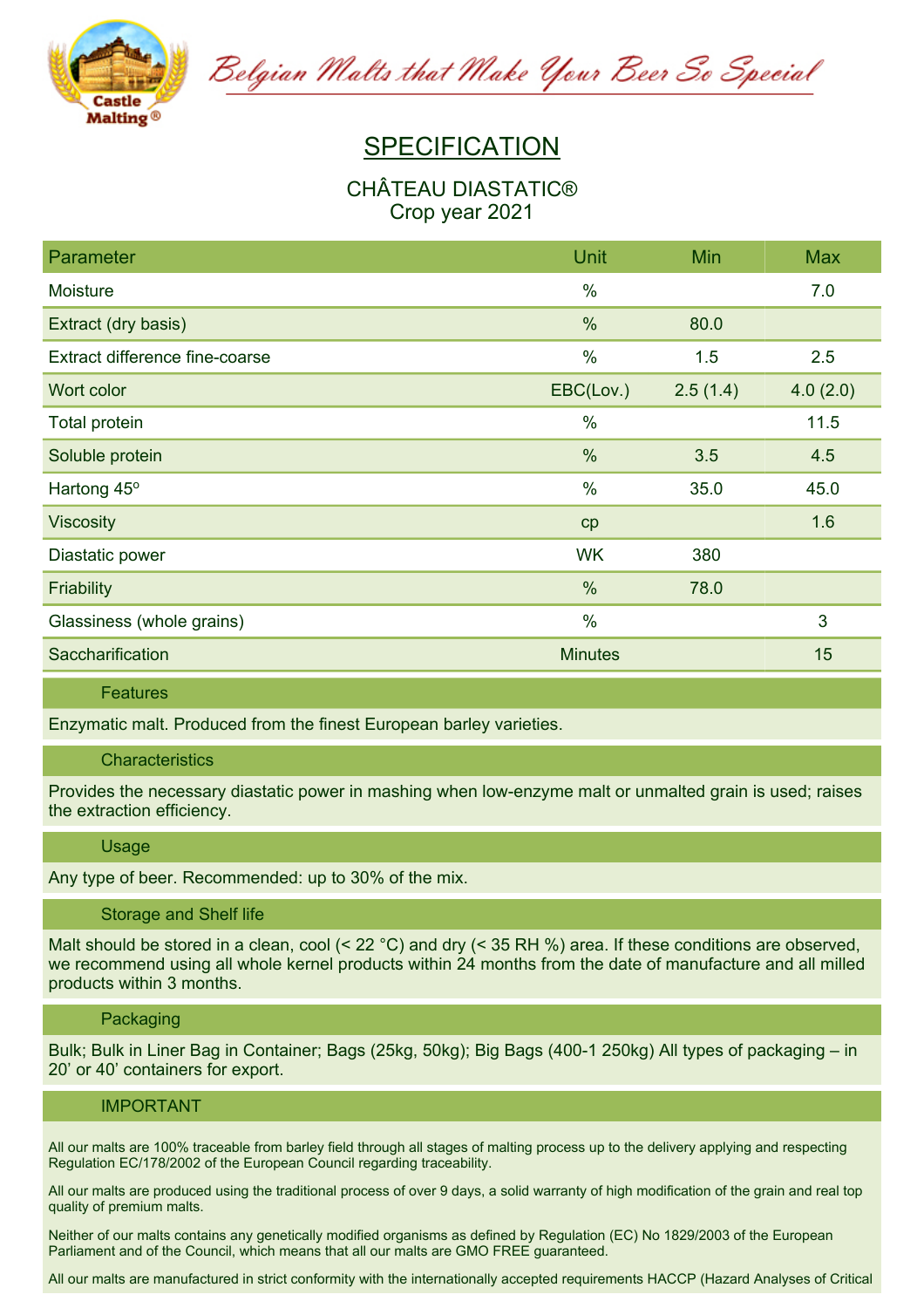Belgian Malts that Make Your Beer So Special

# SPECIFICATION

## CHÂTEAU DIASTATIC®
Crop year 2021

| Parameter | Unit | Min | Max |
|---|---|---|---|
| Moisture | % | | 7.0 |
| Extract (dry basis) | % | 80.0 | |
| Extract difference fine-coarse | % | 1.5 | 2.5 |
| Wort color | EBC(Lov.) | 2.5 (1.4) | 4.0 (2.0) |
| Total protein | % | | 11.5 |
| Soluble protein | % | 3.5 | 4.5 |
| Hartong 45° | % | 35.0 | 45.0 |
| Viscosity | cp | | 1.6 |
| Diastatic power | WK | 380 | |
| Friability | % | 78.0 | |
| Glassiness (whole grains) | % | | 3 |
| Saccharification | Minutes | | 15 |

### Features

Enzymatic malt. Produced from the finest European barley varieties.

### Characteristics

Provides the necessary diastatic power in mashing when low-enzyme malt or unmalted grain is used; raises the extraction efficiency.

### Usage

Any type of beer. Recommended: up to 30% of the mix.

### Storage and Shelf life

Malt should be stored in a clean, cool (< 22 °C) and dry (< 35 RH %) area. If these conditions are observed, we recommend using all whole kernel products within 24 months from the date of manufacture and all milled products within 3 months.

### Packaging

Bulk; Bulk in Liner Bag in Container; Bags (25kg, 50kg); Big Bags (400-1 250kg) All types of packaging – in 20' or 40' containers for export.

### IMPORTANT

All our malts are 100% traceable from barley field through all stages of malting process up to the delivery applying and respecting Regulation EC/178/2002 of the European Council regarding traceability.

All our malts are produced using the traditional process of over 9 days, a solid warranty of high modification of the grain and real top quality of premium malts.

Neither of our malts contains any genetically modified organisms as defined by Regulation (EC) No 1829/2003 of the European Parliament and of the Council, which means that all our malts are GMO FREE guaranteed.

All our malts are manufactured in strict conformity with the internationally accepted requirements HACCP (Hazard Analyses of Critical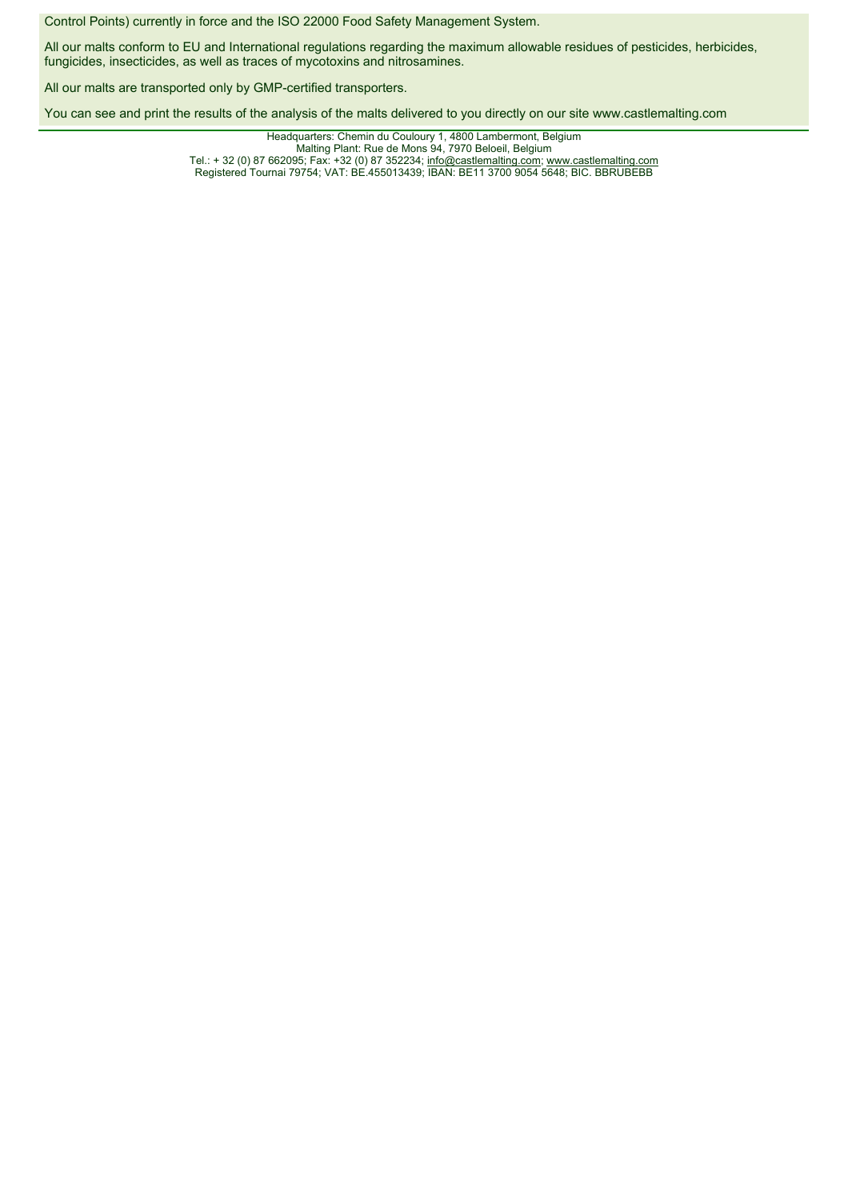Control Points) currently in force and the ISO 22000 Food Safety Management System.

All our malts conform to EU and International regulations regarding the maximum allowable residues of pesticides, herbicides, fungicides, insecticides, as well as traces of mycotoxins and nitrosamines.

All our malts are transported only by GMP-certified transporters.

You can see and print the results of the analysis of the malts delivered to you directly on our site www.castlemalting.com

Headquarters: Chemin du Couloury 1, 4800 Lambermont, Belgium
Malting Plant: Rue de Mons 94, 7970 Beloeil, Belgium
Tel.: + 32 (0) 87 662095; Fax: +32 (0) 87 352234; info@castlemalting.com; www.castlemalting.com
Registered Tournai 79754; VAT: BE.455013439; IBAN: BE11 3700 9054 5648; BIC. BBRUBEBB